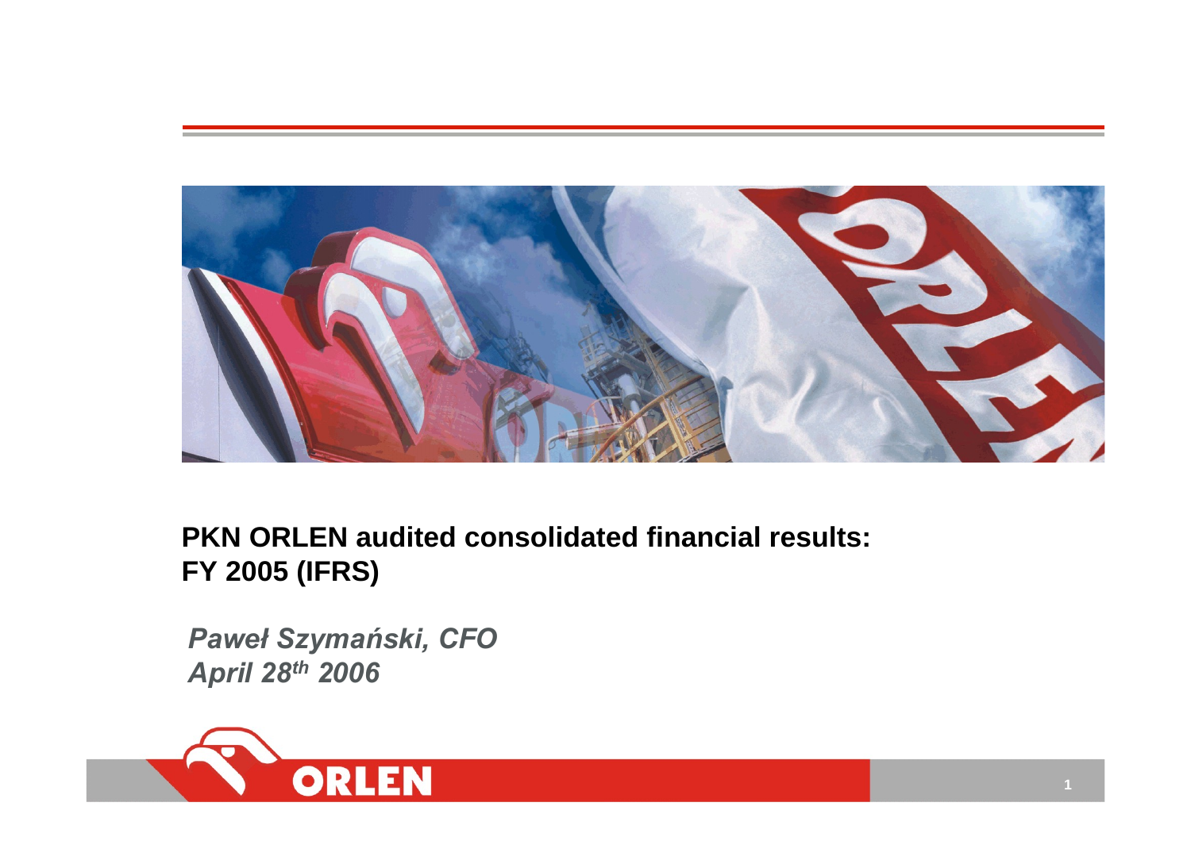# PKN ORLEN audited consolidated financial results: FY 2005 (IFRS)

*Paweł Szymański, CFO*
*April 28th 2006*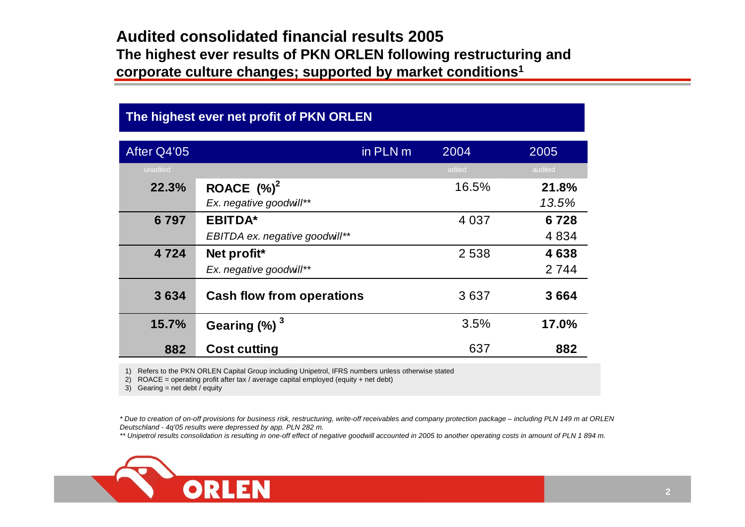# Audited consolidated financial results 2005

## The highest ever results of PKN ORLEN following restructuring and corporate culture changes; supported by market conditions[1]

### The highest ever net profit of PKN ORLEN

| After Q4'05 | in PLN m | 2004 | 2005 |
|---|---|---|---|
| unadited | | adited | audited |
| **22.3%** | **ROACE (%)[2]** | 16.5% | **21.8%** |
| | *Ex. negative goodwill\*\** | | *13.5%* |
| **6 797** | **EBITDA\*** | 4 037 | **6 728** |
| | *EBITDA ex. negative goodwill\*\** | | 4 834 |
| **4 724** | **Net profit\*** | 2 538 | **4 638** |
| | *Ex. negative goodwill\*\** | | 2 744 |
| **3 634** | **Cash flow from operations** | 3 637 | **3 664** |
| **15.7%** | **Gearing (%)[3]** | 3.5% | **17.0%** |
| **882** | **Cost cutting** | 637 | **882** |

1) Refers to the PKN ORLEN Capital Group including Unipetrol, IFRS numbers unless otherwise stated
2) ROACE = operating profit after tax / average capital employed (equity + net debt)
3) Gearing = net debt / equity

*\* Due to creation of on-off provisions for business risk, restructuring, write-off receivables and company protection package – including PLN 149 m at ORLEN Deutschland - 4q'05 results were depressed by app. PLN 282 m.*

*\*\* Unipetrol results consolidation is resulting in one-off effect of negative goodwill accounted in 2005 to another operating costs in amount of PLN 1 894 m.*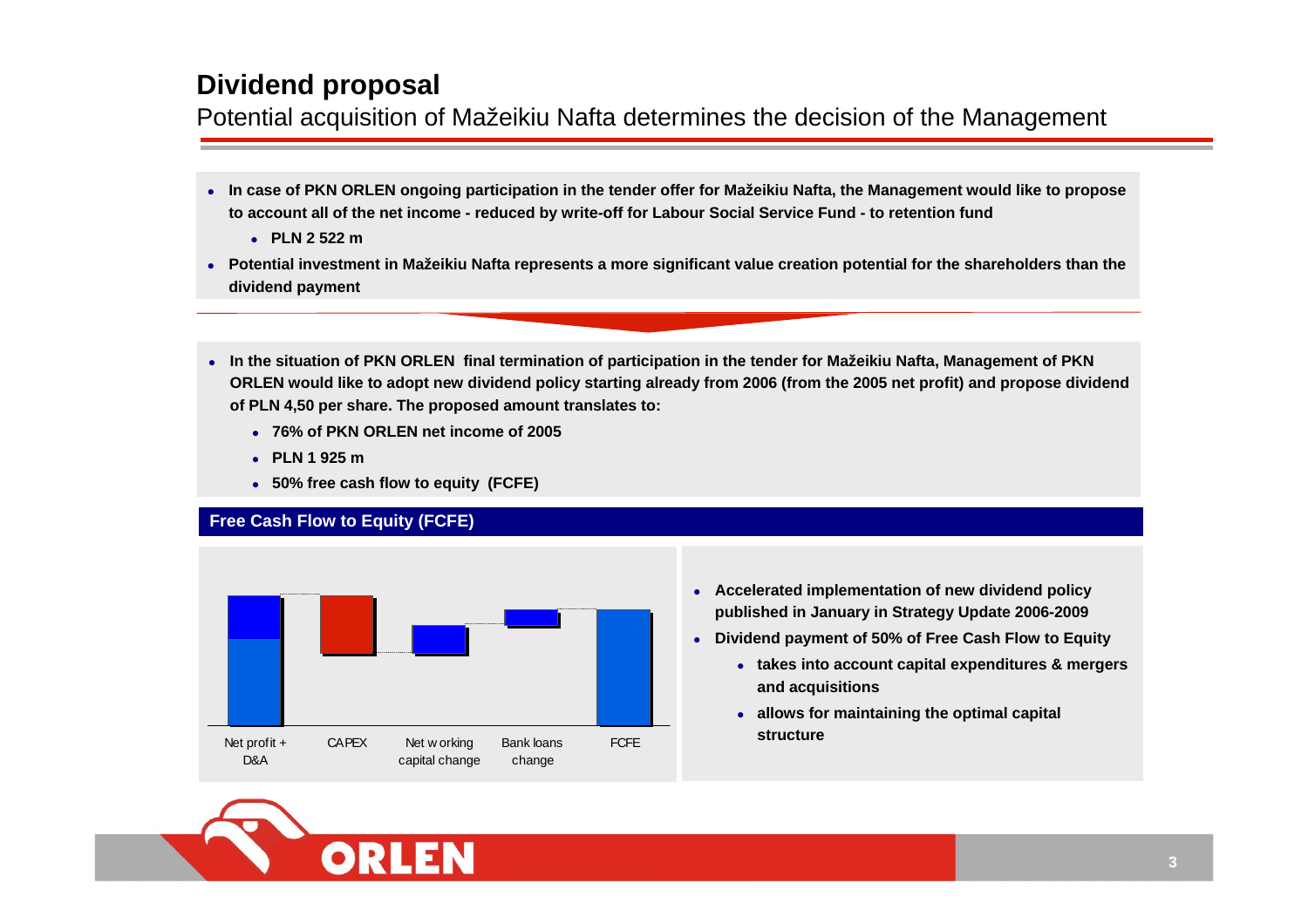# Dividend proposal

Potential acquisition of Mažeikiu Nafta determines the decision of the Management

- **In case of PKN ORLEN ongoing participation in the tender offer for Mažeikiu Nafta, the Management would like to propose to account all of the net income - reduced by write-off for Labour Social Service Fund - to retention fund**
  - **PLN 2 522 m**
- **Potential investment in Mažeikiu Nafta represents a more significant value creation potential for the shareholders than the dividend payment**

- **In the situation of PKN ORLEN final termination of participation in the tender for Mažeikiu Nafta, Management of PKN ORLEN would like to adopt new dividend policy starting already from 2006 (from the 2005 net profit) and propose dividend of PLN 4,50 per share. The proposed amount translates to:**
  - **76% of PKN ORLEN net income of 2005**
  - **PLN 1 925 m**
  - **50% free cash flow to equity (FCFE)**

## Free Cash Flow to Equity (FCFE)

Net profit + D&A | CAPEX | Net working capital change | Bank loans change | FCFE

- **Accelerated implementation of new dividend policy published in January in Strategy Update 2006-2009**
- **Dividend payment of 50% of Free Cash Flow to Equity**
  - **takes into account capital expenditures & mergers and acquisitions**
  - **allows for maintaining the optimal capital structure**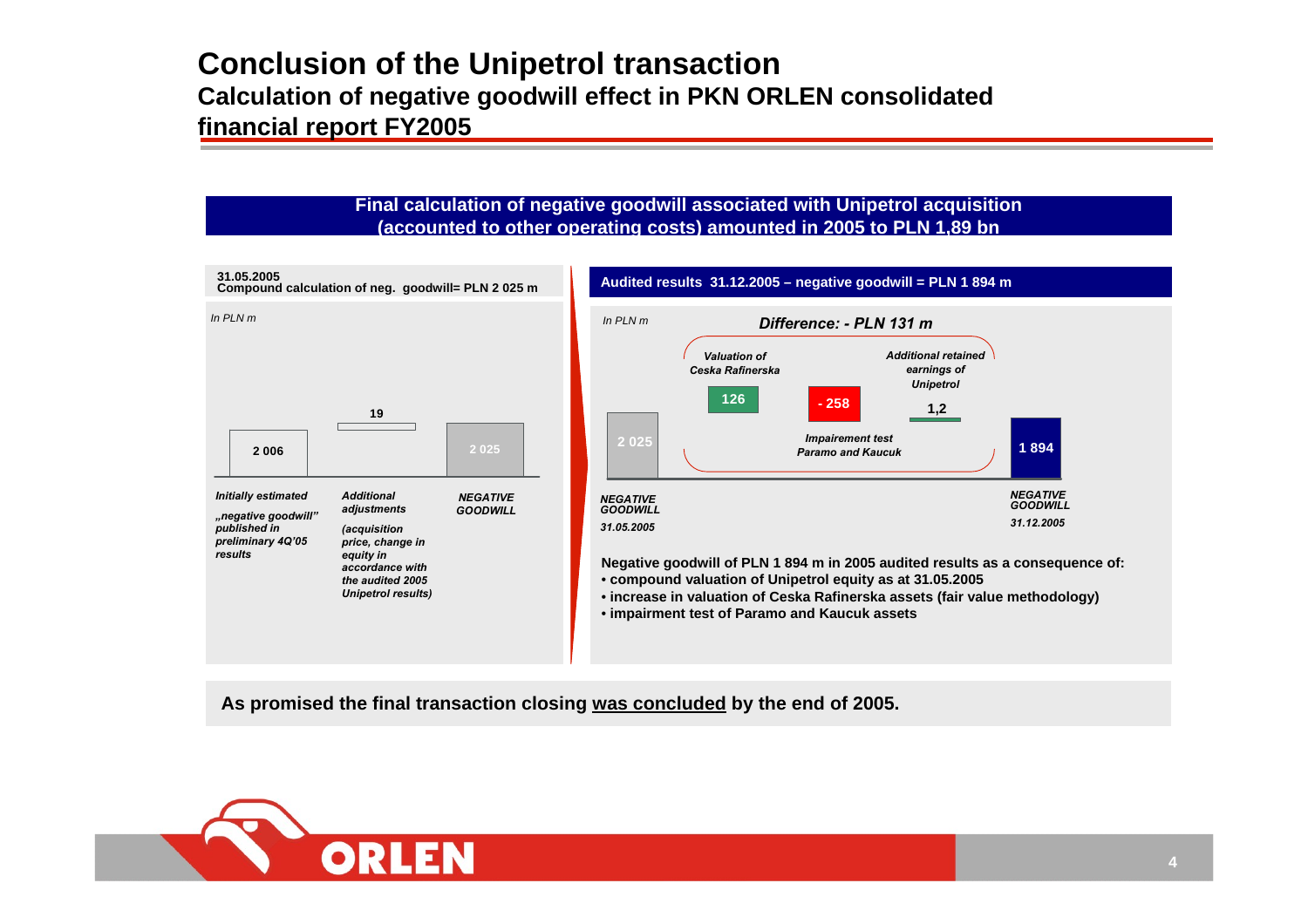# Conclusion of the Unipetrol transaction

## Calculation of negative goodwill effect in PKN ORLEN consolidated financial report FY2005

**Final calculation of negative goodwill associated with Unipetrol acquisition (accounted to other operating costs) amounted in 2005 to PLN 1,89 bn**

**31.05.2005**
**Compound calculation of neg. goodwill= PLN 2 025 m**

*In PLN m*

| | Value |
|---|---|
| *Initially estimated „negative goodwill" published in preliminary 4Q'05 results* | 2 006 |
| *Additional adjustments (acquisition price, change in equity in accordance with the audited 2005 Unipetrol results)* | 19 |
| ***NEGATIVE GOODWILL*** | 2 025 |

**Audited results 31.12.2005 – negative goodwill = PLN 1 894 m**

*In PLN m*

***Difference: - PLN 131 m***

| | Value |
|---|---|
| ***NEGATIVE GOODWILL 31.05.2005*** | 2 025 |
| *Valuation of Ceska Rafinerska* | 126 |
| *Impairment test Paramo and Kaucuk* | - 258 |
| *Additional retained earnings of Unipetrol* | 1,2 |
| ***NEGATIVE GOODWILL 31.12.2005*** | 1 894 |

**Negative goodwill of PLN 1 894 m in 2005 audited results as a consequence of:**

- **compound valuation of Unipetrol equity as at 31.05.2005**
- **increase in valuation of Ceska Rafinerska assets (fair value methodology)**
- **impairment test of Paramo and Kaucuk assets**

**As promised the final transaction closing was concluded by the end of 2005.**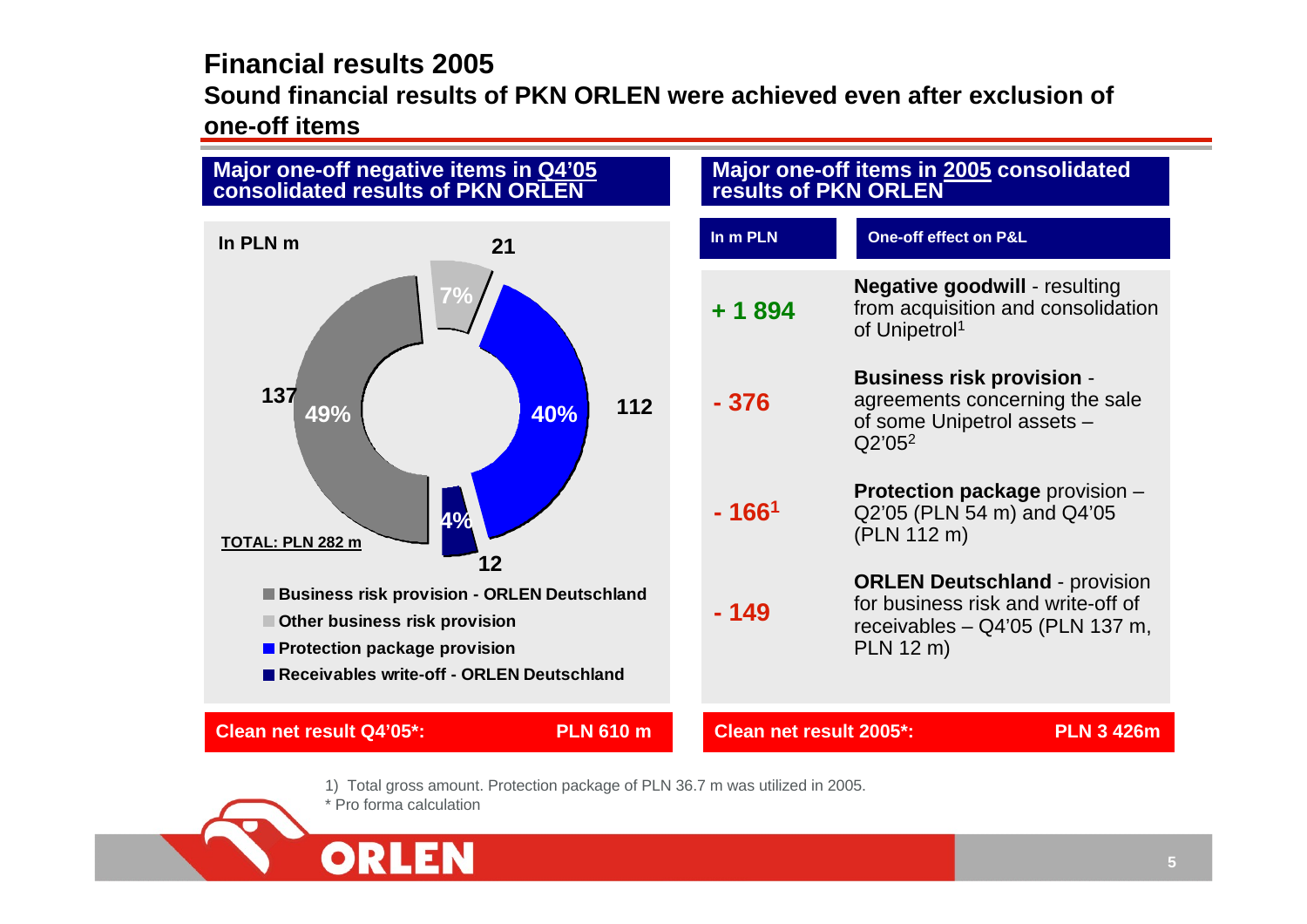# Financial results 2005

## Sound financial results of PKN ORLEN were achieved even after exclusion of one-off items

### Major one-off negative items in Q4'05 consolidated results of PKN ORLEN

In PLN m

| Item | PLN m | Share |
|---|---|---|
| Business risk provision - ORLEN Deutschland | 137 | 49% |
| Other business risk provision | 21 | 7% |
| Protection package provision | 112 | 40% |
| Receivables write-off - ORLEN Deutschland | 12 | 4% |

TOTAL: PLN 282 m

**Clean net result Q4'05*: PLN 610 m**

### Major one-off items in 2005 consolidated results of PKN ORLEN

| In m PLN | One-off effect on P&L |
|---|---|
| + 1 894 | **Negative goodwill** - resulting from acquisition and consolidation of Unipetrol[1] |
| - 376 | **Business risk provision** - agreements concerning the sale of some Unipetrol assets – Q2'05[2] |
| - 166[1] | **Protection package** provision – Q2'05 (PLN 54 m) and Q4'05 (PLN 112 m) |
| - 149 | **ORLEN Deutschland** - provision for business risk and write-off of receivables – Q4'05 (PLN 137 m, PLN 12 m) |

**Clean net result 2005*: PLN 3 426m**

1) Total gross amount. Protection package of PLN 36.7 m was utilized in 2005.

\* Pro forma calculation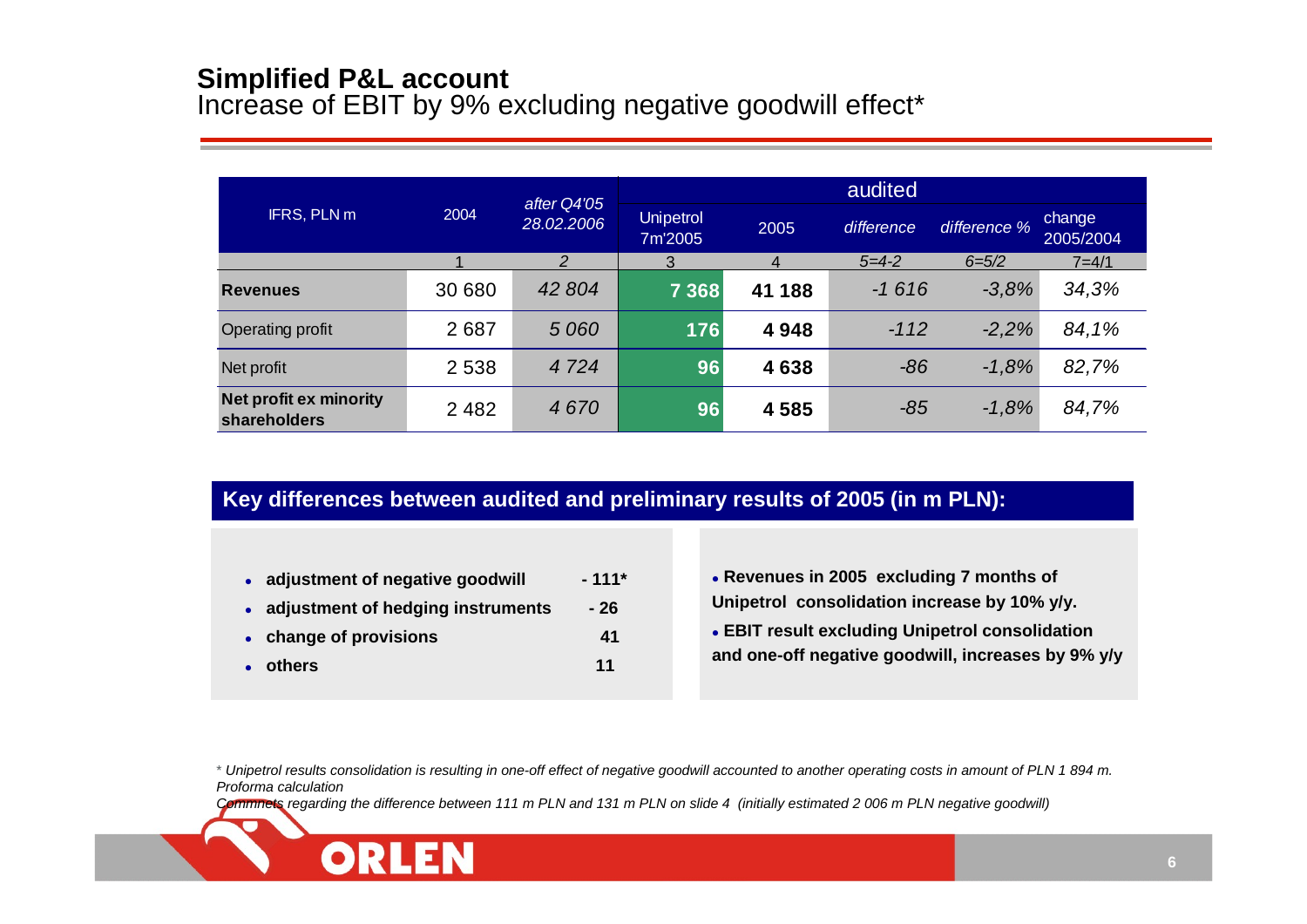# Simplified P&L account

Increase of EBIT by 9% excluding negative goodwill effect*

| IFRS, PLN m | 2004 | *after Q4'05 28.02.2006* | audited | | | | |
|---|---|---|---|---|---|---|---|
| | | | Unipetrol 7m'2005 | 2005 | *difference* | *difference %* | change 2005/2004 |
| | 1 | *2* | 3 | 4 | *5=4-2* | *6=5/2* | *7=4/1* |
| **Revenues** | 30 680 | *42 804* | **7 368** | **41 188** | *-1 616* | *-3,8%* | *34,3%* |
| Operating profit | 2 687 | *5 060* | **176** | **4 948** | *-112* | *-2,2%* | *84,1%* |
| Net profit | 2 538 | *4 724* | **96** | **4 638** | *-86* | *-1,8%* | *82,7%* |
| **Net profit ex minority shareholders** | 2 482 | *4 670* | **96** | **4 585** | *-85* | *-1,8%* | *84,7%* |

## Key differences between audited and preliminary results of 2005 (in m PLN):

- **adjustment of negative goodwill** **- 111***
- **adjustment of hedging instruments** **- 26**
- **change of provisions** **41**
- **others** **11**

- **Revenues in 2005 excluding 7 months of Unipetrol consolidation increase by 10% y/y.**
- **EBIT result excluding Unipetrol consolidation and one-off negative goodwill, increases by 9% y/y**

*\* Unipetrol results consolidation is resulting in one-off effect of negative goodwill accounted to another operating costs in amount of PLN 1 894 m. Proforma calculation*

*Commnets regarding the difference between 111 m PLN and 131 m PLN on slide 4 (initially estimated 2 006 m PLN negative goodwill)*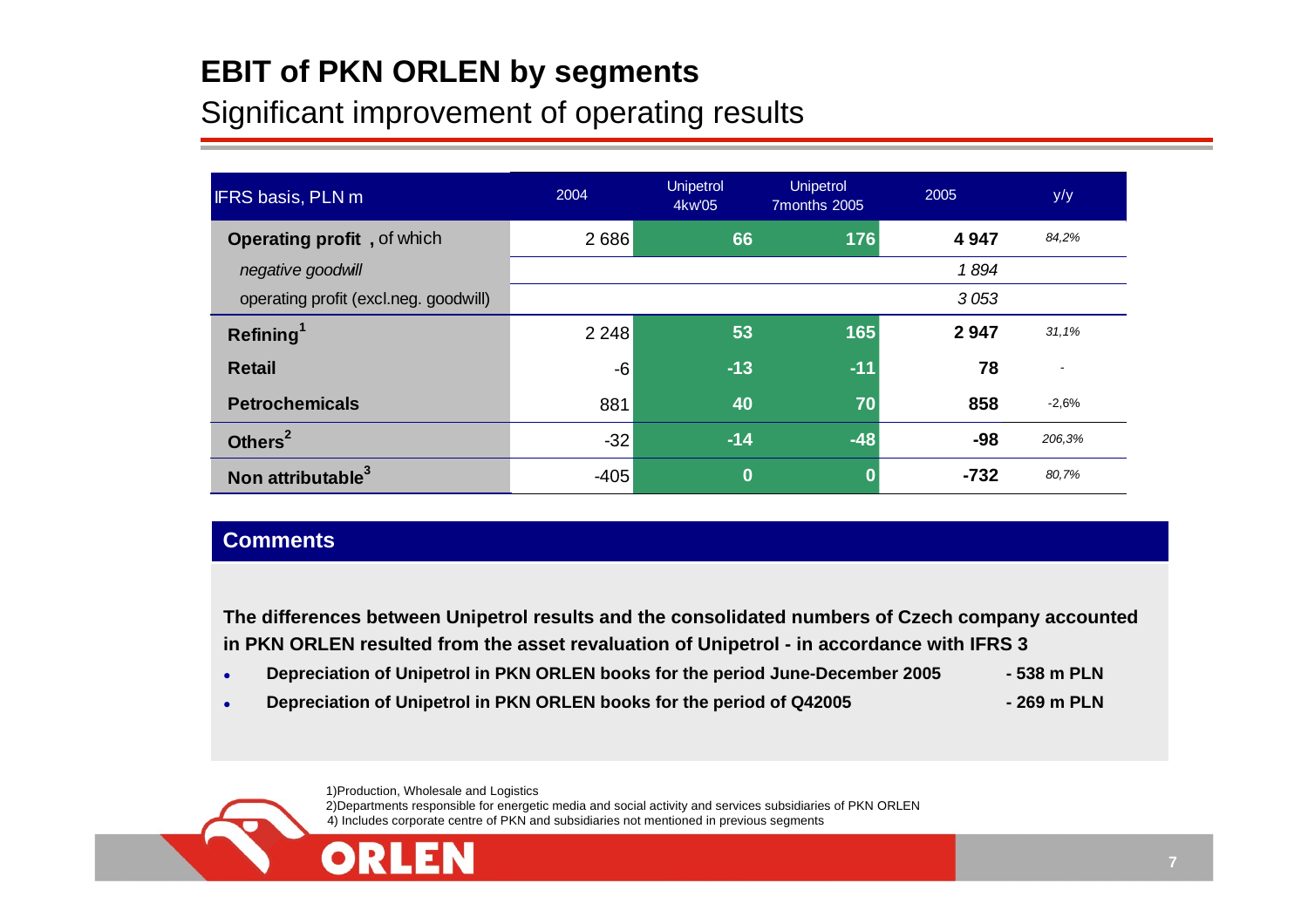# EBIT of PKN ORLEN by segments

## Significant improvement of operating results

| IFRS basis, PLN m | 2004 | Unipetrol 4kw'05 | Unipetrol 7months 2005 | 2005 | y/y |
|---|---|---|---|---|---|
| **Operating profit**, of which | 2 686 | 66 | 176 | **4 947** | *84,2%* |
| *negative goodwill* | | | | *1 894* | |
| operating profit (excl.neg. goodwill) | | | | *3 053* | |
| **Refining**[1] | 2 248 | 53 | 165 | **2 947** | *31,1%* |
| **Retail** | -6 | -13 | -11 | **78** | - |
| **Petrochemicals** | 881 | 40 | 70 | **858** | -2,6% |
| **Others**[2] | -32 | -14 | -48 | **-98** | *206,3%* |
| **Non attributable**[3] | -405 | 0 | 0 | **-732** | *80,7%* |

### Comments

**The differences between Unipetrol results and the consolidated numbers of Czech company accounted in PKN ORLEN resulted from the asset revaluation of Unipetrol - in accordance with IFRS 3**

- **Depreciation of Unipetrol in PKN ORLEN books for the period June-December 2005 - 538 m PLN**
- **Depreciation of Unipetrol in PKN ORLEN books for the period of Q42005 - 269 m PLN**

1)Production, Wholesale and Logistics
2)Departments responsible for energetic media and social activity and services subsidiaries of PKN ORLEN
4) Includes corporate centre of PKN and subsidiaries not mentioned in previous segments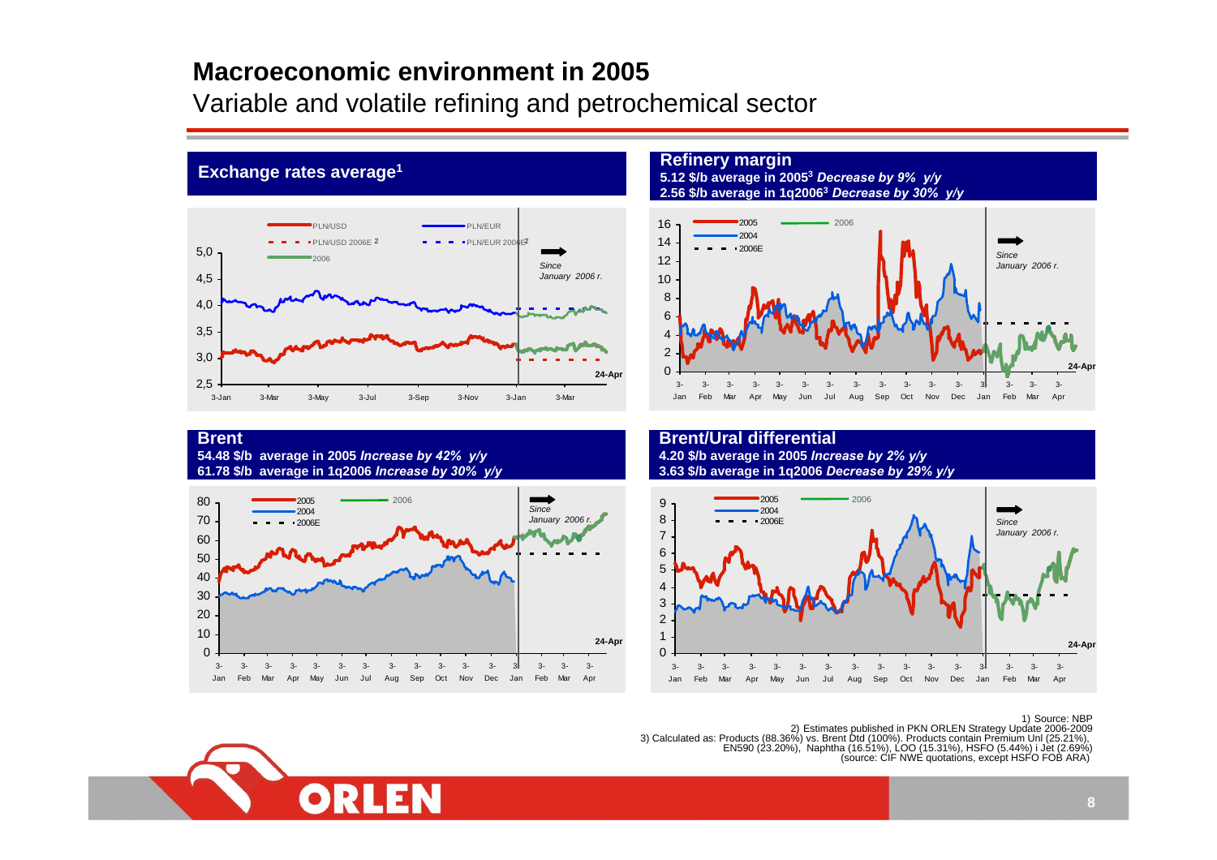# Macroeconomic environment in 2005

## Variable and volatile refining and petrochemical sector

### Exchange rates average[1]

PLN/USD — PLN/EUR — PLN/USD 2006E [2] — PLN/EUR 2006E [2] — 2006

Since January 2006 r.

24-Apr

### Refinery margin

**5.12 $/b average in 2005[3]** ***Decrease by 9% y/y***

**2.56 $/b average in 1q2006[3]** ***Decrease by 30% y/y***

2005 — 2004 — 2006 — 2006E

Since January 2006 r.

24-Apr

### Brent

**54.48 $/b average in 2005** ***Increase by 42% y/y***

**61.78 $/b average in 1q2006** ***Increase by 30% y/y***

2005 — 2004 — 2006 — 2006E

Since January 2006 r.

24-Apr

### Brent/Ural differential

**4.20 $/b average in 2005** ***Increase by 2% y/y***

**3.63 $/b average in 1q2006** ***Decrease by 29% y/y***

2005 — 2004 — 2006 — 2006E

Since January 2006 r.

24-Apr

1) Source: NBP

2) Estimates published in PKN ORLEN Strategy Update 2006-2009

3) Calculated as: Products (88.36%) vs. Brent Dtd (100%). Products contain Premium Unl (25.21%), EN590 (23.20%), Naphtha (16.51%), LOO (15.31%), HSFO (5.44%) i Jet (2.69%) (source: CIF NWE quotations, except HSFO FOB ARA)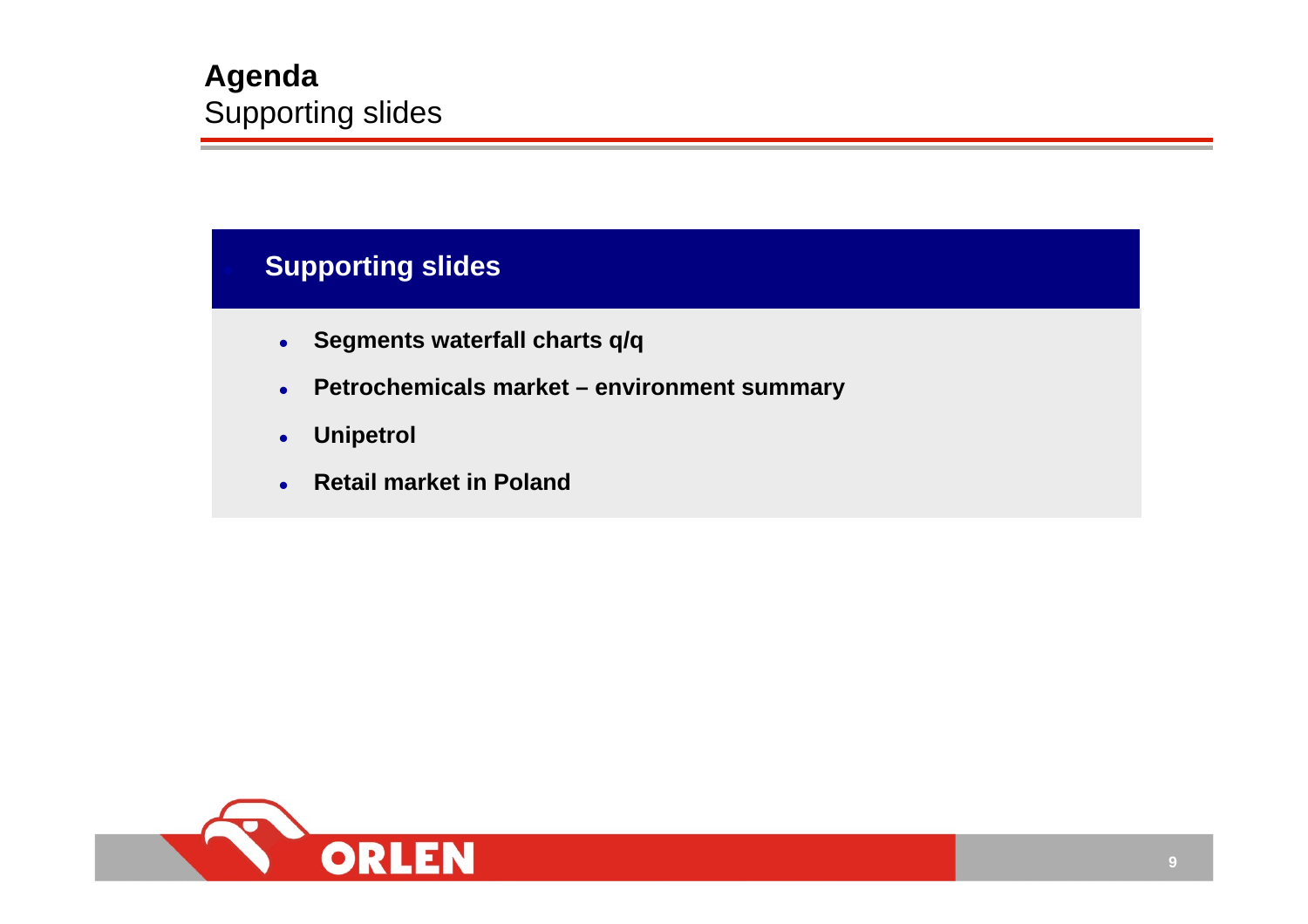# Agenda
Supporting slides

## Supporting slides

- **Segments waterfall charts q/q**
- **Petrochemicals market – environment summary**
- **Unipetrol**
- **Retail market in Poland**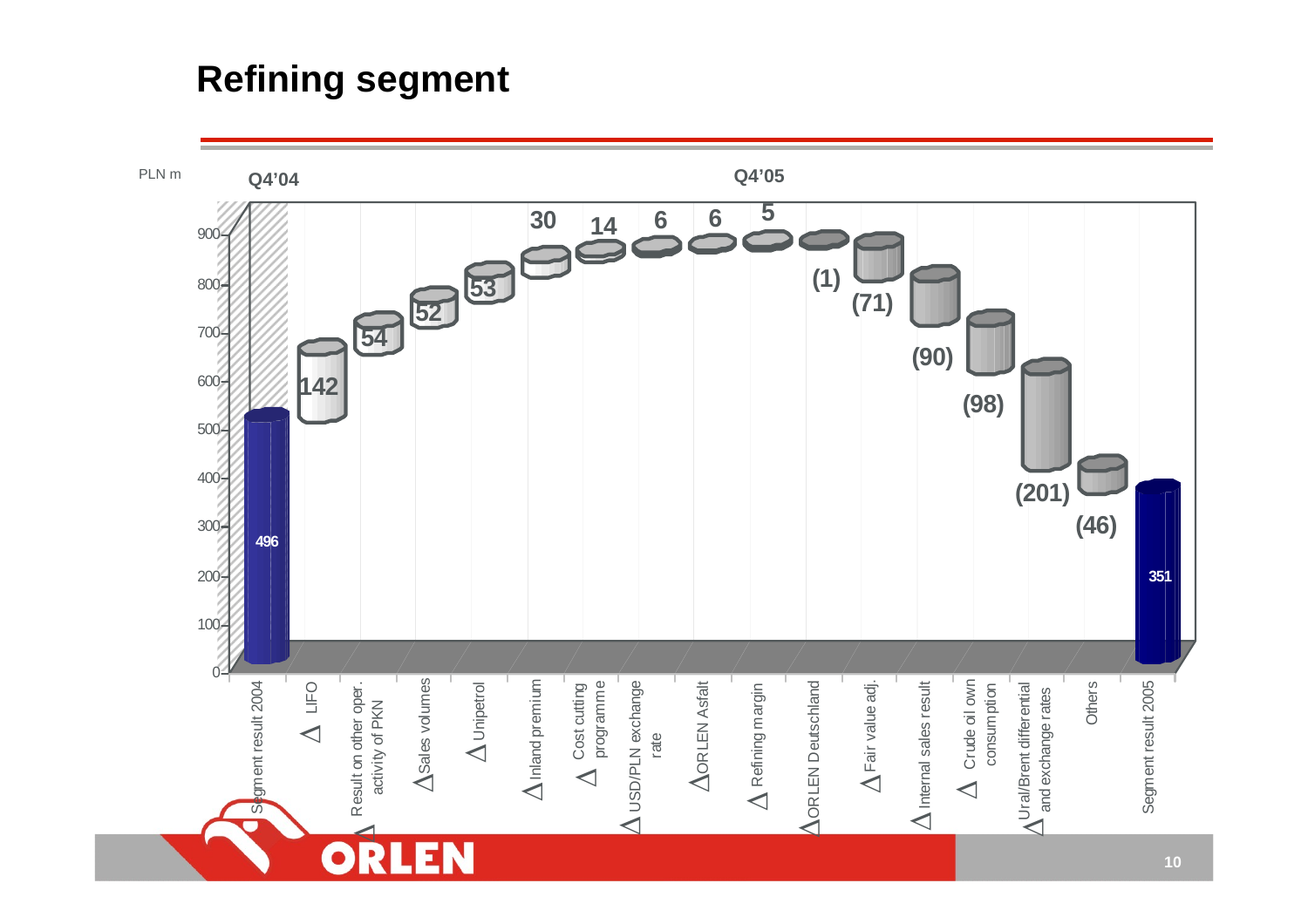# Refining segment

PLN m

Q4'04 | Q4'05

| Item | Value (PLN m) |
|---|---|
| Segment result 2004 | 496 |
| Δ LIFO | 142 |
| Δ Result on other oper. activity of PKN | 54 |
| Δ Sales volumes | 52 |
| Δ Unipetrol | 53 |
| Δ Inland premium | 30 |
| Δ Cost cutting programme | 14 |
| Δ USD/PLN exchange rate | 6 |
| Δ ORLEN Asfalt | 6 |
| Δ Refining margin | 5 |
| Δ ORLEN Deutschland | (1) |
| Δ Fair value adj. | (71) |
| Δ Internal sales result | (90) |
| Δ Crude oil own consumption | (98) |
| Δ Ural/Brent differential and exchange rates | (201) |
| Others | (46) |
| Segment result 2005 | 351 |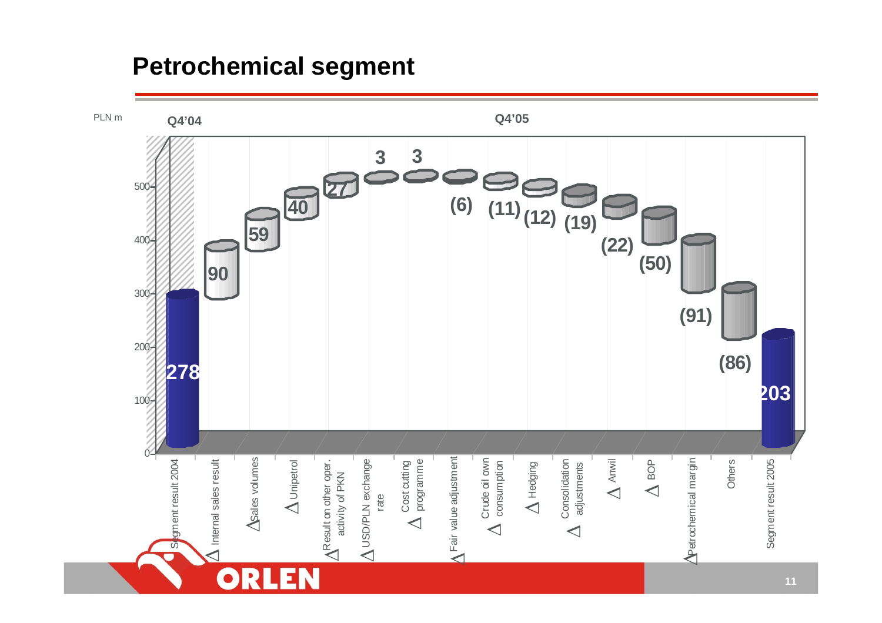# Petrochemical segment

PLN m

| | Q4'04 | Q4'05 |
|---|---|---|
| Segment result 2004 | 278 | |
| Δ Internal sales result | | 90 |
| Δ Sales volumes | | 59 |
| Δ Unipetrol | | 40 |
| Δ Result on other oper. activity of PKN | | 27 |
| Δ USD/PLN exchange rate | | 3 |
| Δ Cost cutting programme | | 3 |
| Δ Fair value adjustment | | (6) |
| Δ Crude oil own consumption | | (11) |
| Δ Hedging | | (12) |
| Δ Consolidation adjustments | | (19) |
| Δ Anwil | | (22) |
| Δ BOP | | (50) |
| Δ Petrochemical margin | | (91) |
| Others | | (86) |
| Segment result 2005 | | 203 |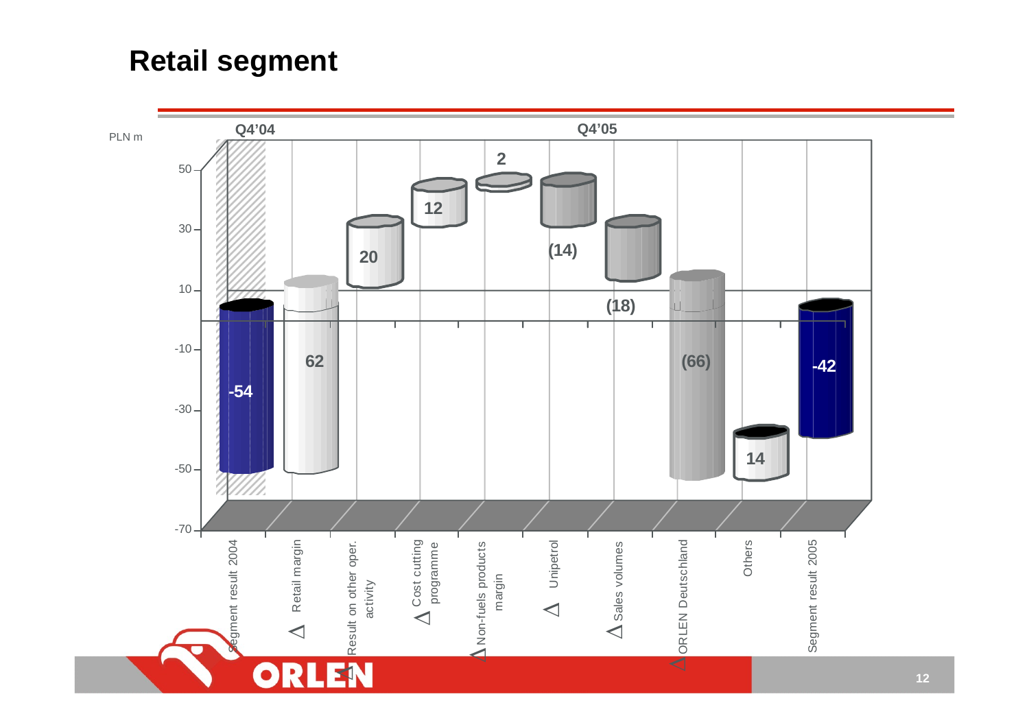# Retail segment

PLN m

| | Q4'04 | Q4'05 | | | | | | | | |
|---|---|---|---|---|---|---|---|---|---|---|
| | Segment result 2004 | Δ Retail margin | Δ Result on other oper. activity | Δ Cost cutting programme | Δ Non-fuels products margin | Δ Unipetrol | Δ Sales volumes | Δ ORLEN Deutschland | Others | Segment result 2005 |
| PLN m | -54 | 62 | 20 | 12 | 2 | (14) | (18) | (66) | 14 | -42 |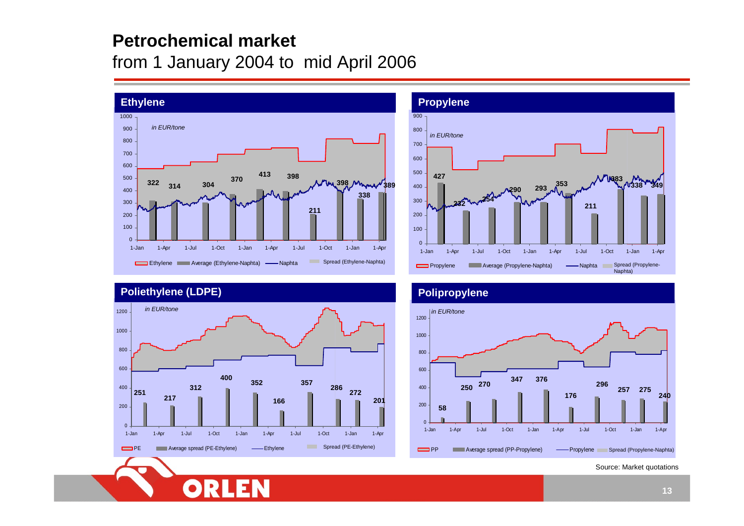# Petrochemical market

from 1 January 2004 to mid April 2006

## Ethylene

*in EUR/tone*

Values: 322, 314, 304, 370, 413, 398, 211, 398, 338, 389

Ethylene | Average (Ethylene-Naphta) | Naphta | Spread (Ethylene-Naphta)

## Propylene

*in EUR/tone*

Values: 427, 232, 254, 290, 293, 353, 211, 383, 338, 349

Propylene | Average (Propylene-Naphta) | Naphta | Spread (Propylene-Naphta)

## Poliethylene (LDPE)

*in EUR/tone*

Values: 251, 217, 312, 400, 352, 166, 357, 286, 272, 201

PE | Average spread (PE-Ethylene) | Ethylene | Spread (PE-Ethylene)

## Polipropylene

*in EUR/tone*

Values: 58, 250, 270, 347, 376, 176, 296, 257, 275, 240

PP | Average spread (PP-Propylene) | Propylene | Spread (Propylene-Naphta)

Source: Market quotations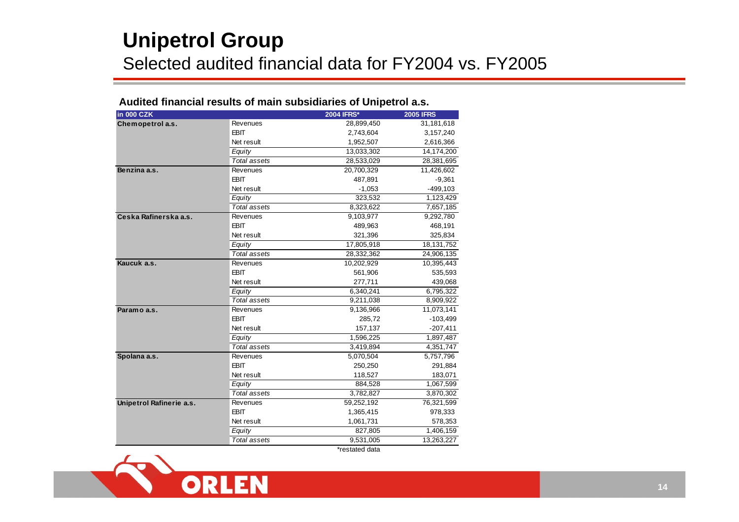# Unipetrol Group

## Selected audited financial data for FY2004 vs. FY2005

**Audited financial results of main subsidiaries of Unipetrol a.s.**

| in 000 CZK | | 2004 IFRS* | 2005 IFRS |
|---|---|---|---|
| **Chemopetrol a.s.** | Revenues | 28,899,450 | 31,181,618 |
| | EBIT | 2,743,604 | 3,157,240 |
| | Net result | 1,952,507 | 2,616,366 |
| | *Equity* | 13,033,302 | 14,174,200 |
| | *Total assets* | 28,533,029 | 28,381,695 |
| **Benzina a.s.** | Revenues | 20,700,329 | 11,426,602 |
| | EBIT | 487,891 | -9,361 |
| | Net result | -1,053 | -499,103 |
| | *Equity* | 323,532 | 1,123,429 |
| | *Total assets* | 8,323,622 | 7,657,185 |
| **Ceska Rafinerska a.s.** | Revenues | 9,103,977 | 9,292,780 |
| | EBIT | 489,963 | 468,191 |
| | Net result | 321,396 | 325,834 |
| | *Equity* | 17,805,918 | 18,131,752 |
| | *Total assets* | 28,332,362 | 24,906,135 |
| **Kaucuk a.s.** | Revenues | 10,202,929 | 10,395,443 |
| | EBIT | 561,906 | 535,593 |
| | Net result | 277,711 | 439,068 |
| | *Equity* | 6,340,241 | 6,795,322 |
| | *Total assets* | 9,211,038 | 8,909,922 |
| **Paramo a.s.** | Revenues | 9,136,966 | 11,073,141 |
| | EBIT | 285,72 | -103,499 |
| | Net result | 157,137 | -207,411 |
| | *Equity* | 1,596,225 | 1,897,487 |
| | *Total assets* | 3,419,894 | 4,351,747 |
| **Spolana a.s.** | Revenues | 5,070,504 | 5,757,796 |
| | EBIT | 250,250 | 291,884 |
| | Net result | 118,527 | 183,071 |
| | *Equity* | 884,528 | 1,067,599 |
| | *Total assets* | 3,782,827 | 3,870,302 |
| **Unipetrol Rafinerie a.s.** | Revenues | 59,252,192 | 76,321,599 |
| | EBIT | 1,365,415 | 978,333 |
| | Net result | 1,061,731 | 578,353 |
| | *Equity* | 827,805 | 1,406,159 |
| | *Total assets* | 9,531,005 | 13,263,227 |

*restated data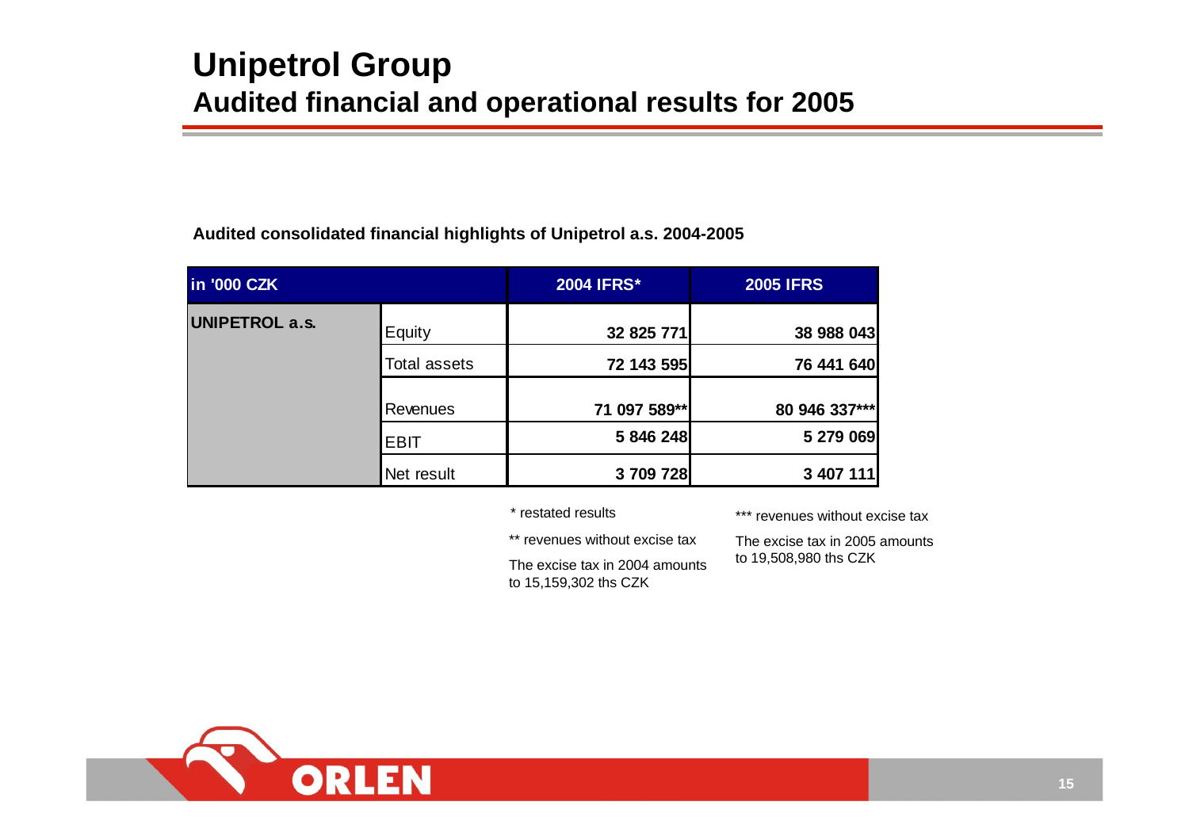# Unipetrol Group

## Audited financial and operational results for 2005

**Audited consolidated financial highlights of Unipetrol a.s. 2004-2005**

| in '000 CZK | | 2004 IFRS* | 2005 IFRS |
|---|---|---|---|
| **UNIPETROL a.s.** | Equity | **32 825 771** | **38 988 043** |
| | Total assets | **72 143 595** | **76 441 640** |
| | Revenues | **71 097 589**** | **80 946 337***** |
| | EBIT | **5 846 248** | **5 279 069** |
| | Net result | **3 709 728** | **3 407 111** |

\* restated results

** revenues without excise tax

The excise tax in 2004 amounts to 15,159,302 ths CZK

*** revenues without excise tax

The excise tax in 2005 amounts to 19,508,980 ths CZK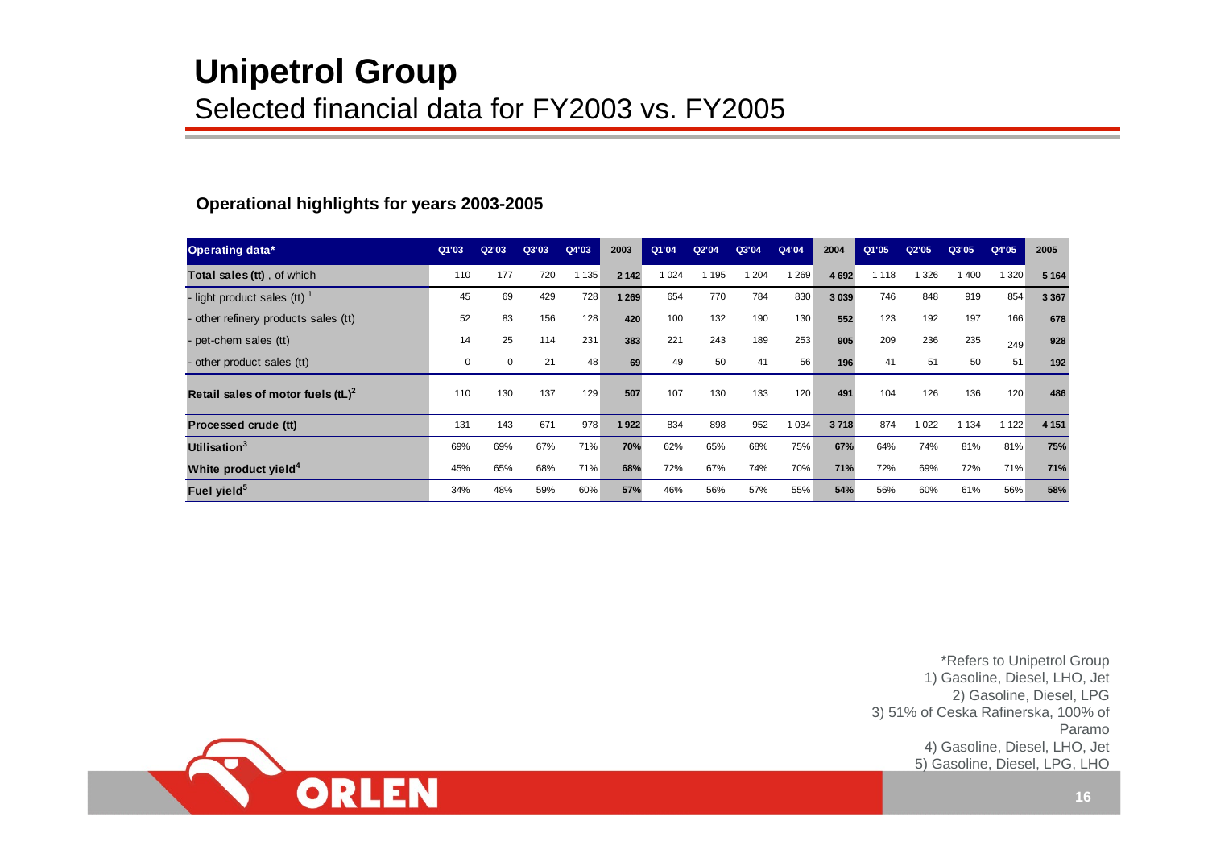# Unipetrol Group

## Selected financial data for FY2003 vs. FY2005

**Operational highlights for years 2003-2005**

| Operating data* | Q1'03 | Q2'03 | Q3'03 | Q4'03 | 2003 | Q1'04 | Q2'04 | Q3'04 | Q4'04 | 2004 | Q1'05 | Q2'05 | Q3'05 | Q4'05 | 2005 |
|---|---|---|---|---|---|---|---|---|---|---|---|---|---|---|---|
| **Total sales (tt)** , of which | 110 | 177 | 720 | 1 135 | **2 142** | 1 024 | 1 195 | 1 204 | 1 269 | **4 692** | 1 118 | 1 326 | 1 400 | 1 320 | **5 164** |
| - light product sales (tt) [1] | 45 | 69 | 429 | 728 | **1 269** | 654 | 770 | 784 | 830 | **3 039** | 746 | 848 | 919 | 854 | **3 367** |
| - other refinery products sales (tt) | 52 | 83 | 156 | 128 | **420** | 100 | 132 | 190 | 130 | **552** | 123 | 192 | 197 | 166 | **678** |
| - pet-chem sales (tt) | 14 | 25 | 114 | 231 | **383** | 221 | 243 | 189 | 253 | **905** | 209 | 236 | 235 | 249 | **928** |
| - other product sales (tt) | 0 | 0 | 21 | 48 | **69** | 49 | 50 | 41 | 56 | **196** | 41 | 51 | 50 | 51 | **192** |
| **Retail sales of motor fuels (tL)[2]** | 110 | 130 | 137 | 129 | **507** | 107 | 130 | 133 | 120 | **491** | 104 | 126 | 136 | 120 | **486** |
| **Processed crude (tt)** | 131 | 143 | 671 | 978 | **1 922** | 834 | 898 | 952 | 1 034 | **3 718** | 874 | 1 022 | 1 134 | 1 122 | **4 151** |
| **Utilisation[3]** | 69% | 69% | 67% | 71% | **70%** | 62% | 65% | 68% | 75% | **67%** | 64% | 74% | 81% | 81% | **75%** |
| **White product yield[4]** | 45% | 65% | 68% | 71% | **68%** | 72% | 67% | 74% | 70% | **71%** | 72% | 69% | 72% | 71% | **71%** |
| **Fuel yield[5]** | 34% | 48% | 59% | 60% | **57%** | 46% | 56% | 57% | 55% | **54%** | 56% | 60% | 61% | 56% | **58%** |

*Refers to Unipetrol Group
1) Gasoline, Diesel, LHO, Jet
2) Gasoline, Diesel, LPG
3) 51% of Ceska Rafinerska, 100% of Paramo
4) Gasoline, Diesel, LHO, Jet
5) Gasoline, Diesel, LPG, LHO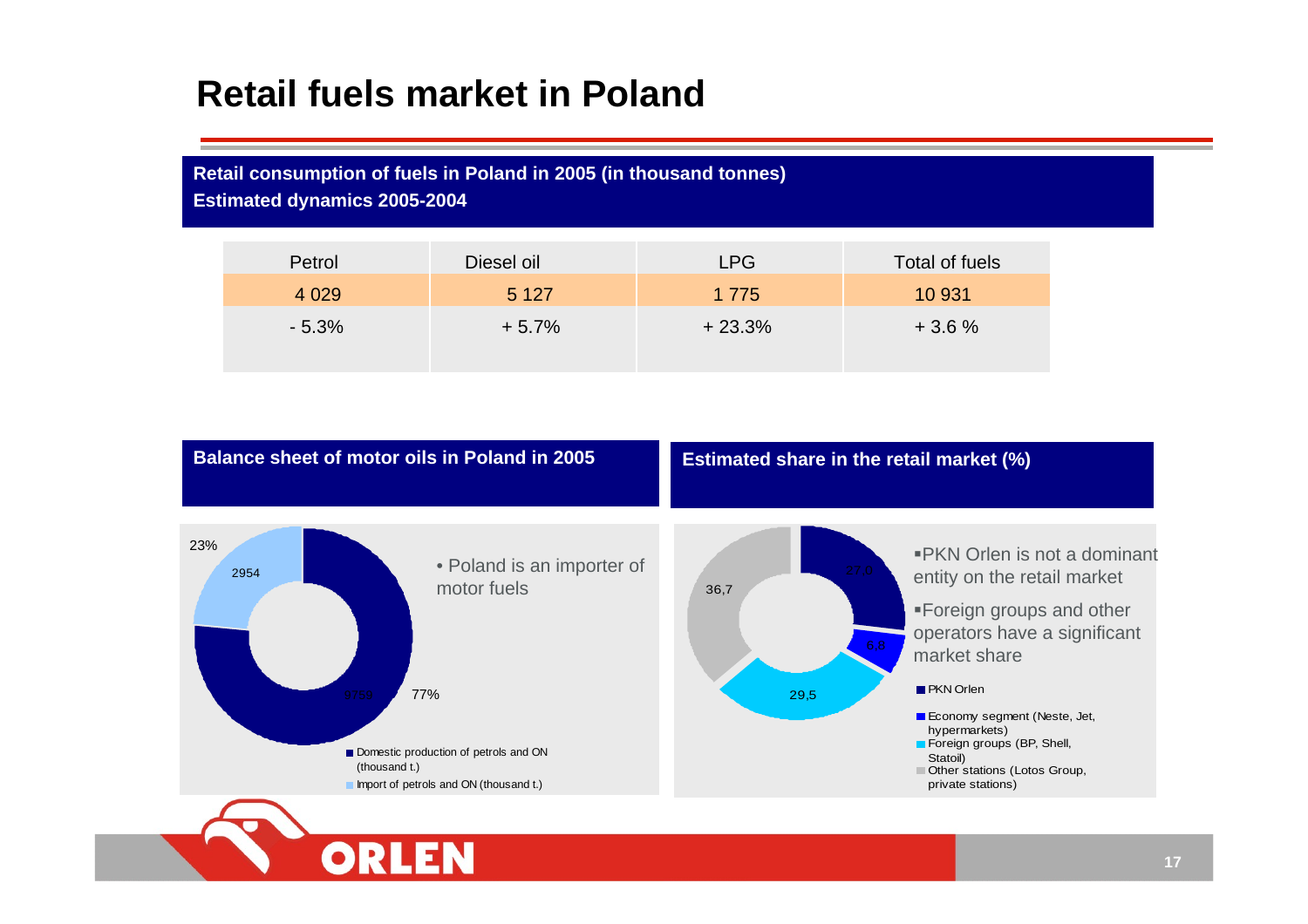# Retail fuels market in Poland

**Retail consumption of fuels in Poland in 2005 (in thousand tonnes)**
**Estimated dynamics 2005-2004**

| Petrol | Diesel oil | LPG | Total of fuels |
|---|---|---|---|
| 4 029 | 5 127 | 1 775 | 10 931 |
| - 5.3% | + 5.7% | + 23.3% | + 3.6 % |

**Balance sheet of motor oils in Poland in 2005**

23%
2954
9759
77%

- Poland is an importer of motor fuels

Domestic production of petrols and ON (thousand t.)
Import of petrols and ON (thousand t.)

**Estimated share in the retail market (%)**

27,0
6,8
29,5
36,7

- PKN Orlen is not a dominant entity on the retail market
- Foreign groups and other operators have a significant market share

PKN Orlen
Economy segment (Neste, Jet, hypermarkets)
Foreign groups (BP, Shell, Statoil)
Other stations (Lotos Group, private stations)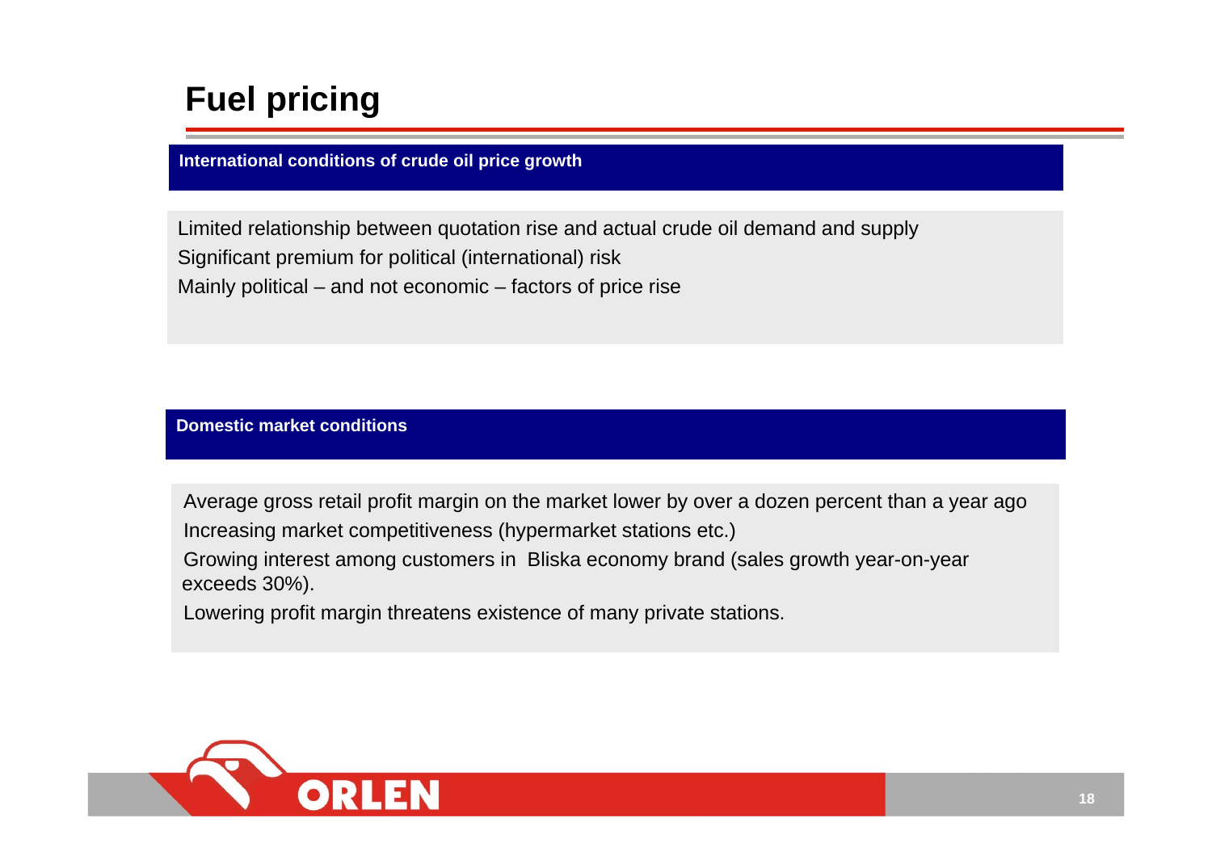# Fuel pricing

## International conditions of crude oil price growth

Limited relationship between quotation rise and actual crude oil demand and supply
Significant premium for political (international) risk
Mainly political – and not economic – factors of price rise

## Domestic market conditions

Average gross retail profit margin on the market lower by over a dozen percent than a year ago
Increasing market competitiveness (hypermarket stations etc.)
Growing interest among customers in Bliska economy brand (sales growth year-on-year exceeds 30%).
Lowering profit margin threatens existence of many private stations.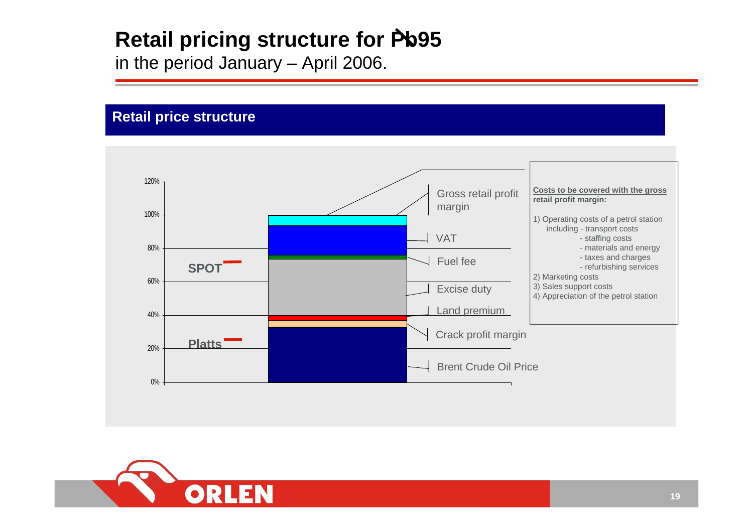# Retail pricing structure for Pb95

in the period January – April 2006.

## Retail price structure

120%

100%

80%

60%

40%

20%

0%

SPOT

Platts

Gross retail profit margin

VAT

Fuel fee

Excise duty

Land premium

Crack profit margin

Brent Crude Oil Price

**Costs to be covered with the gross retail profit margin:**

1) Operating costs of a petrol station including
   - transport costs
   - staffing costs
   - materials and energy
   - taxes and charges
   - refurbishing services
2) Marketing costs
3) Sales support costs
4) Appreciation of the petrol station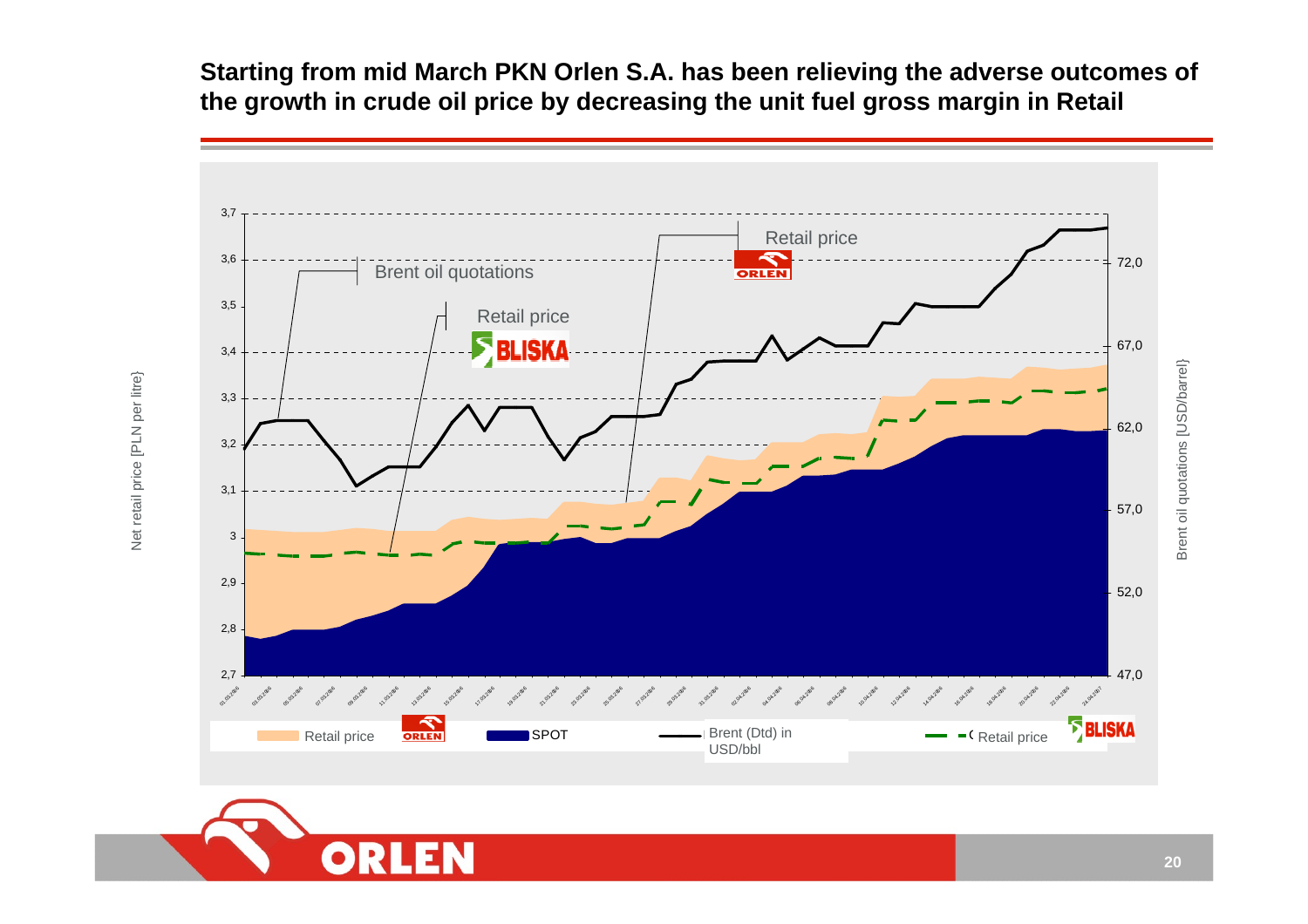## Starting from mid March PKN Orlen S.A. has been relieving the adverse outcomes of the growth in crude oil price by decreasing the unit fuel gross margin in Retail

Net retail price [PLN per litre}

Brent oil quotations [USD/barrel}

Brent oil quotations

Retail price BLISKA

Retail price ORLEN

Legend: Retail price ORLEN | SPOT | Brent (Dtd) in USD/bbl | Retail price BLISKA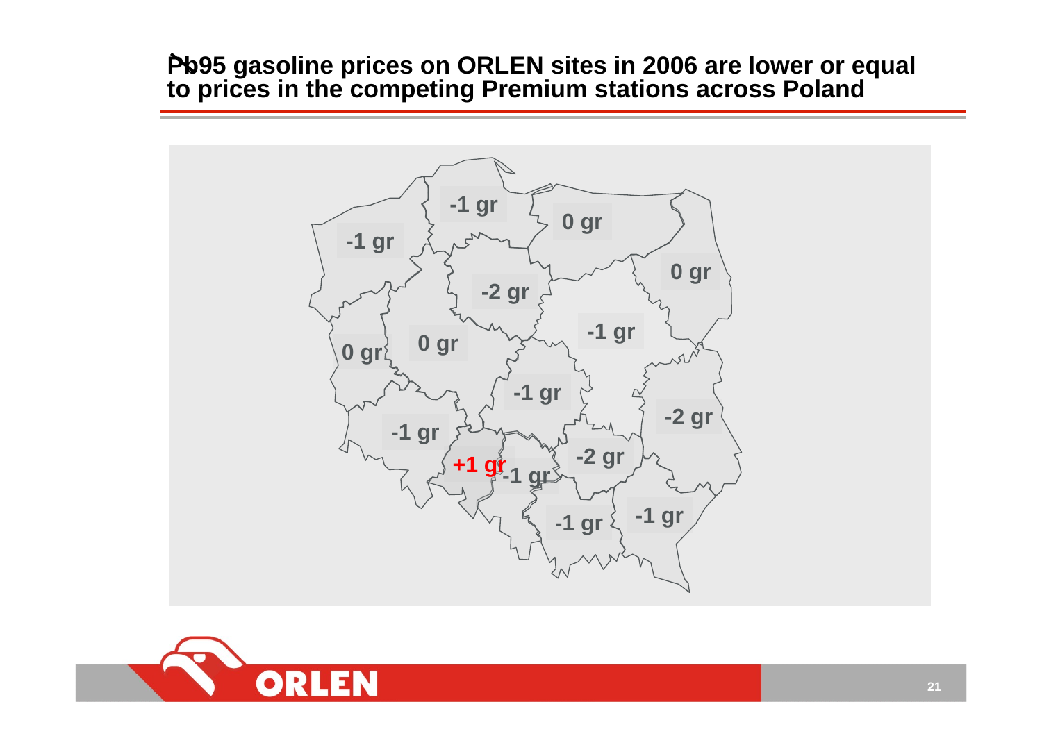# Pb95 gasoline prices on ORLEN sites in 2006 are lower or equal to prices in the competing Premium stations across Poland

-1 gr

0 gr

-1 gr

0 gr

-2 gr

-1 gr

0 gr

0 gr

-1 gr

-2 gr

-1 gr

-2 gr

+1 gr

-1 gr

-1 gr

-1 gr